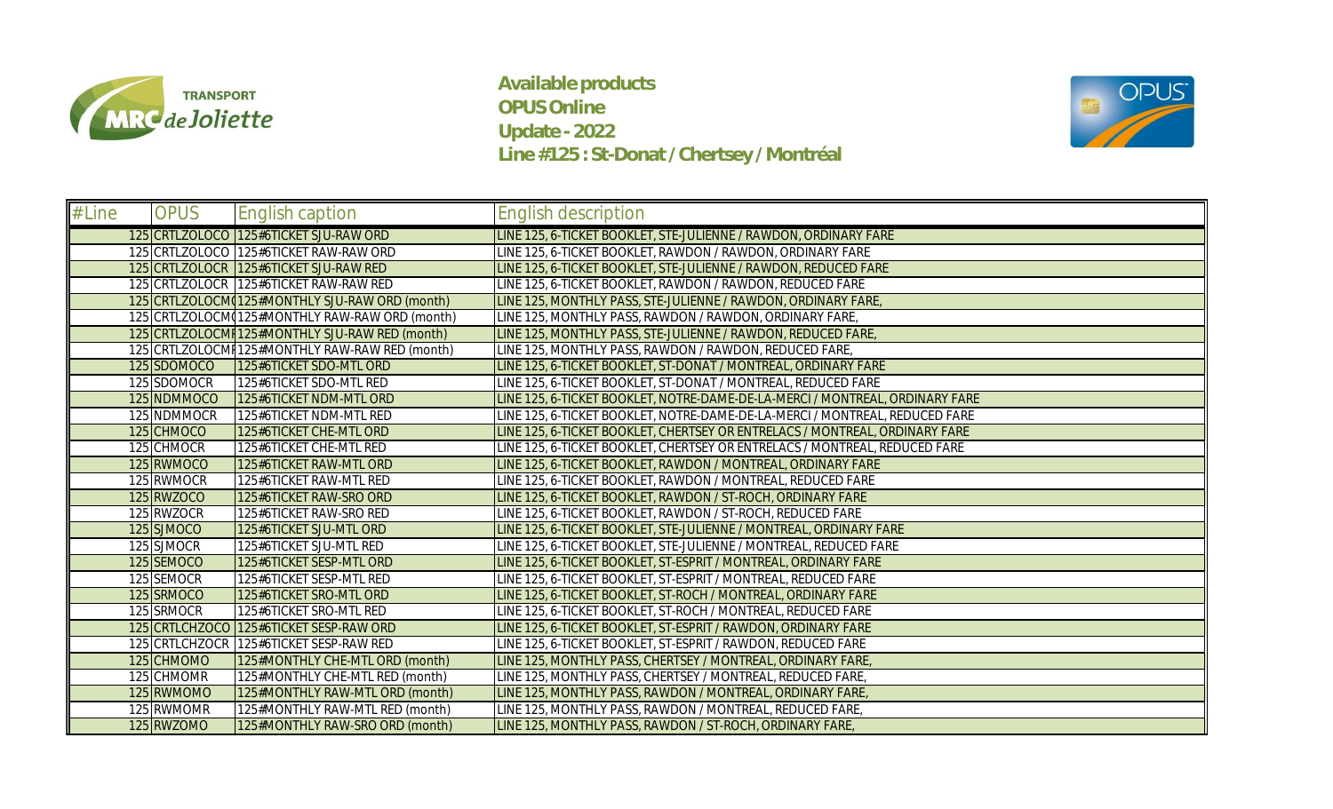**Available products**
**OPUS Online**
**Update - 2022**
**Line #125 : St-Donat / Chertsey / Montréal**

| #Line | OPUS | English caption | English description |
|---|---|---|---|
| 125 | CRTLZOLOCO | 125#6TICKET SJU-RAW ORD | LINE 125, 6-TICKET BOOKLET, STE-JULIENNE / RAWDON, ORDINARY FARE |
| 125 | CRTLZOLOCO | 125#6TICKET RAW-RAW ORD | LINE 125, 6-TICKET BOOKLET, RAWDON / RAWDON, ORDINARY FARE |
| 125 | CRTLZOLOCR | 125#6TICKET SJU-RAW RED | LINE 125, 6-TICKET BOOKLET, STE-JULIENNE / RAWDON, REDUCED FARE |
| 125 | CRTLZOLOCR | 125#6TICKET RAW-RAW RED | LINE 125, 6-TICKET BOOKLET, RAWDON / RAWDON, REDUCED FARE |
| 125 | CRTLZOLOCM( | 125#MONTHLY SJU-RAW ORD (month) | LINE 125, MONTHLY PASS, STE-JULIENNE / RAWDON, ORDINARY FARE, |
| 125 | CRTLZOLOCM( | 125#MONTHLY RAW-RAW ORD (month) | LINE 125, MONTHLY PASS, RAWDON / RAWDON, ORDINARY FARE, |
| 125 | CRTLZOLOCMI | 125#MONTHLY SJU-RAW RED (month) | LINE 125, MONTHLY PASS, STE-JULIENNE / RAWDON, REDUCED FARE, |
| 125 | CRTLZOLOCMI | 125#MONTHLY RAW-RAW RED (month) | LINE 125, MONTHLY PASS, RAWDON / RAWDON, REDUCED FARE, |
| 125 | SDOMOCO | 125#6TICKET SDO-MTL ORD | LINE 125, 6-TICKET BOOKLET, ST-DONAT / MONTREAL, ORDINARY FARE |
| 125 | SDOMOCR | 125#6TICKET SDO-MTL RED | LINE 125, 6-TICKET BOOKLET, ST-DONAT / MONTREAL, REDUCED FARE |
| 125 | NDMMOCO | 125#6TICKET NDM-MTL ORD | LINE 125, 6-TICKET BOOKLET, NOTRE-DAME-DE-LA-MERCI / MONTREAL, ORDINARY FARE |
| 125 | NDMMOCR | 125#6TICKET NDM-MTL RED | LINE 125, 6-TICKET BOOKLET, NOTRE-DAME-DE-LA-MERCI / MONTREAL, REDUCED FARE |
| 125 | CHMOCO | 125#6TICKET CHE-MTL ORD | LINE 125, 6-TICKET BOOKLET, CHERTSEY OR ENTRELACS / MONTREAL, ORDINARY FARE |
| 125 | CHMOCR | 125#6TICKET CHE-MTL RED | LINE 125, 6-TICKET BOOKLET, CHERTSEY OR ENTRELACS / MONTREAL, REDUCED FARE |
| 125 | RWMOCO | 125#6TICKET RAW-MTL ORD | LINE 125, 6-TICKET BOOKLET, RAWDON / MONTREAL, ORDINARY FARE |
| 125 | RWMOCR | 125#6TICKET RAW-MTL RED | LINE 125, 6-TICKET BOOKLET, RAWDON / MONTREAL, REDUCED FARE |
| 125 | RWZOCO | 125#6TICKET RAW-SRO ORD | LINE 125, 6-TICKET BOOKLET, RAWDON / ST-ROCH, ORDINARY FARE |
| 125 | RWZOCR | 125#6TICKET RAW-SRO RED | LINE 125, 6-TICKET BOOKLET, RAWDON / ST-ROCH, REDUCED FARE |
| 125 | SJMOCO | 125#6TICKET SJU-MTL ORD | LINE 125, 6-TICKET BOOKLET, STE-JULIENNE / MONTREAL, ORDINARY FARE |
| 125 | SJMOCR | 125#6TICKET SJU-MTL RED | LINE 125, 6-TICKET BOOKLET, STE-JULIENNE / MONTREAL, REDUCED FARE |
| 125 | SEMOCO | 125#6TICKET SESP-MTL ORD | LINE 125, 6-TICKET BOOKLET, ST-ESPRIT / MONTREAL, ORDINARY FARE |
| 125 | SEMOCR | 125#6TICKET SESP-MTL RED | LINE 125, 6-TICKET BOOKLET, ST-ESPRIT / MONTREAL, REDUCED FARE |
| 125 | SRMOCO | 125#6TICKET SRO-MTL ORD | LINE 125, 6-TICKET BOOKLET, ST-ROCH / MONTREAL, ORDINARY FARE |
| 125 | SRMOCR | 125#6TICKET SRO-MTL RED | LINE 125, 6-TICKET BOOKLET, ST-ROCH / MONTREAL, REDUCED FARE |
| 125 | CRTLCHZOCO | 125#6TICKET SESP-RAW ORD | LINE 125, 6-TICKET BOOKLET, ST-ESPRIT / RAWDON, ORDINARY FARE |
| 125 | CRTLCHZOCR | 125#6TICKET SESP-RAW RED | LINE 125, 6-TICKET BOOKLET, ST-ESPRIT / RAWDON, REDUCED FARE |
| 125 | CHMOMO | 125#MONTHLY CHE-MTL ORD (month) | LINE 125, MONTHLY PASS, CHERTSEY / MONTREAL, ORDINARY FARE, |
| 125 | CHMOMR | 125#MONTHLY CHE-MTL RED (month) | LINE 125, MONTHLY PASS, CHERTSEY / MONTREAL, REDUCED FARE, |
| 125 | RWMOMO | 125#MONTHLY RAW-MTL ORD (month) | LINE 125, MONTHLY PASS, RAWDON / MONTREAL, ORDINARY FARE, |
| 125 | RWMOMR | 125#MONTHLY RAW-MTL RED (month) | LINE 125, MONTHLY PASS, RAWDON / MONTREAL, REDUCED FARE, |
| 125 | RWZOMO | 125#MONTHLY RAW-SRO ORD (month) | LINE 125, MONTHLY PASS, RAWDON / ST-ROCH, ORDINARY FARE, |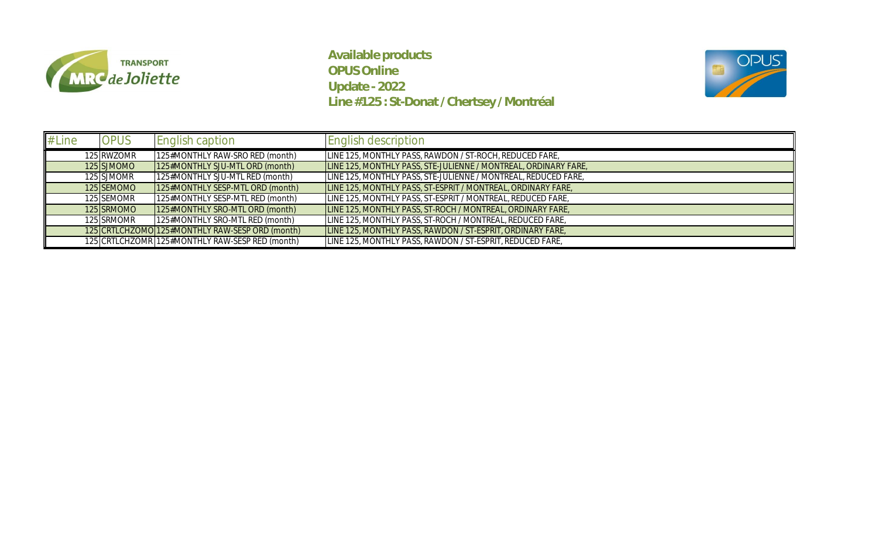**Available products**
**OPUS Online**
**Update - 2022**
**Line #125 : St-Donat / Chertsey / Montréal**

| #Line | OPUS | English caption | English description |
|---|---|---|---|
| 125 | RWZOMR | 125#MONTHLY RAW-SRO RED (month) | LINE 125, MONTHLY PASS, RAWDON / ST-ROCH, REDUCED FARE, |
| 125 | SJMOMO | 125#MONTHLY SJU-MTL ORD (month) | LINE 125, MONTHLY PASS, STE-JULIENNE / MONTREAL, ORDINARY FARE, |
| 125 | SJMOMR | 125#MONTHLY SJU-MTL RED (month) | LINE 125, MONTHLY PASS, STE-JULIENNE / MONTREAL, REDUCED FARE, |
| 125 | SEMOMO | 125#MONTHLY SESP-MTL ORD (month) | LINE 125, MONTHLY PASS, ST-ESPRIT / MONTREAL, ORDINARY FARE, |
| 125 | SEMOMR | 125#MONTHLY SESP-MTL RED (month) | LINE 125, MONTHLY PASS, ST-ESPRIT / MONTREAL, REDUCED FARE, |
| 125 | SRMOMO | 125#MONTHLY SRO-MTL ORD (month) | LINE 125, MONTHLY PASS, ST-ROCH / MONTREAL, ORDINARY FARE, |
| 125 | SRMOMR | 125#MONTHLY SRO-MTL RED (month) | LINE 125, MONTHLY PASS, ST-ROCH / MONTREAL, REDUCED FARE, |
| 125 | CRTLCHZOMO | 125#MONTHLY RAW-SESP ORD (month) | LINE 125, MONTHLY PASS, RAWDON / ST-ESPRIT, ORDINARY FARE, |
| 125 | CRTLCHZOMR | 125#MONTHLY RAW-SESP RED (month) | LINE 125, MONTHLY PASS, RAWDON / ST-ESPRIT, REDUCED FARE, |